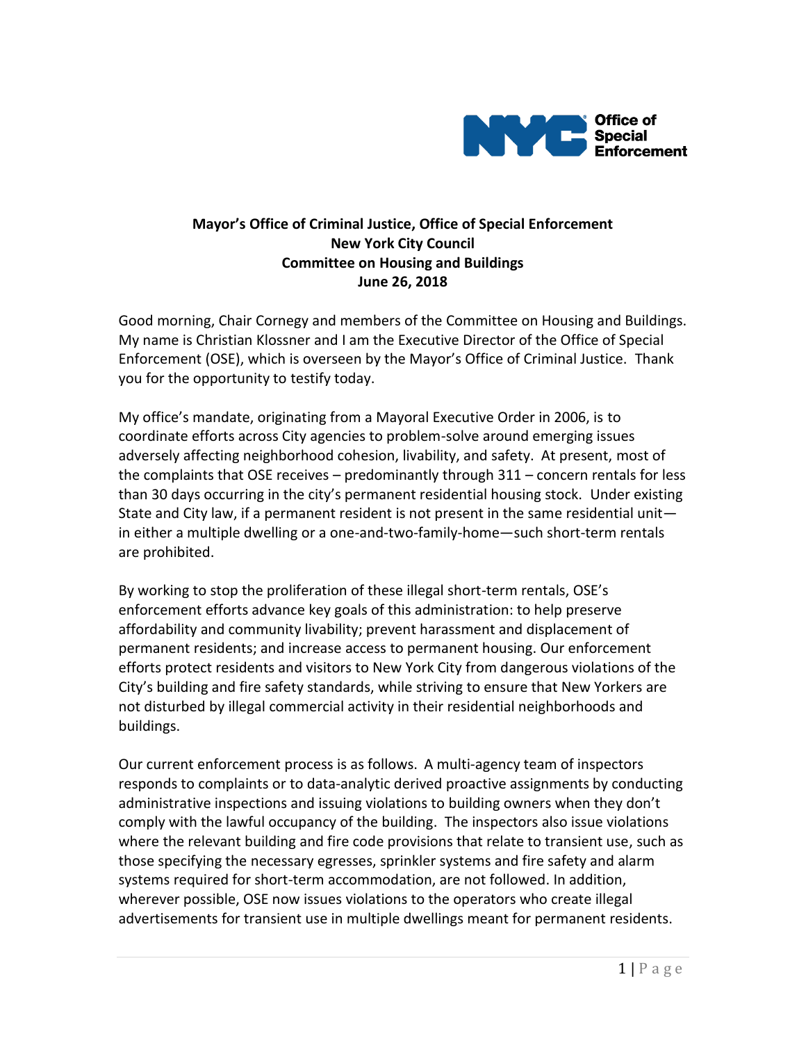Office of Special Enforcement

**Mayor's Office of Criminal Justice, Office of Special Enforcement**
**New York City Council**
**Committee on Housing and Buildings**
**June 26, 2018**

Good morning, Chair Cornegy and members of the Committee on Housing and Buildings. My name is Christian Klossner and I am the Executive Director of the Office of Special Enforcement (OSE), which is overseen by the Mayor's Office of Criminal Justice. Thank you for the opportunity to testify today.

My office's mandate, originating from a Mayoral Executive Order in 2006, is to coordinate efforts across City agencies to problem-solve around emerging issues adversely affecting neighborhood cohesion, livability, and safety. At present, most of the complaints that OSE receives – predominantly through 311 – concern rentals for less than 30 days occurring in the city's permanent residential housing stock. Under existing State and City law, if a permanent resident is not present in the same residential unit—in either a multiple dwelling or a one-and-two-family-home—such short-term rentals are prohibited.

By working to stop the proliferation of these illegal short-term rentals, OSE's enforcement efforts advance key goals of this administration: to help preserve affordability and community livability; prevent harassment and displacement of permanent residents; and increase access to permanent housing. Our enforcement efforts protect residents and visitors to New York City from dangerous violations of the City's building and fire safety standards, while striving to ensure that New Yorkers are not disturbed by illegal commercial activity in their residential neighborhoods and buildings.

Our current enforcement process is as follows. A multi-agency team of inspectors responds to complaints or to data-analytic derived proactive assignments by conducting administrative inspections and issuing violations to building owners when they don't comply with the lawful occupancy of the building. The inspectors also issue violations where the relevant building and fire code provisions that relate to transient use, such as those specifying the necessary egresses, sprinkler systems and fire safety and alarm systems required for short-term accommodation, are not followed. In addition, wherever possible, OSE now issues violations to the operators who create illegal advertisements for transient use in multiple dwellings meant for permanent residents.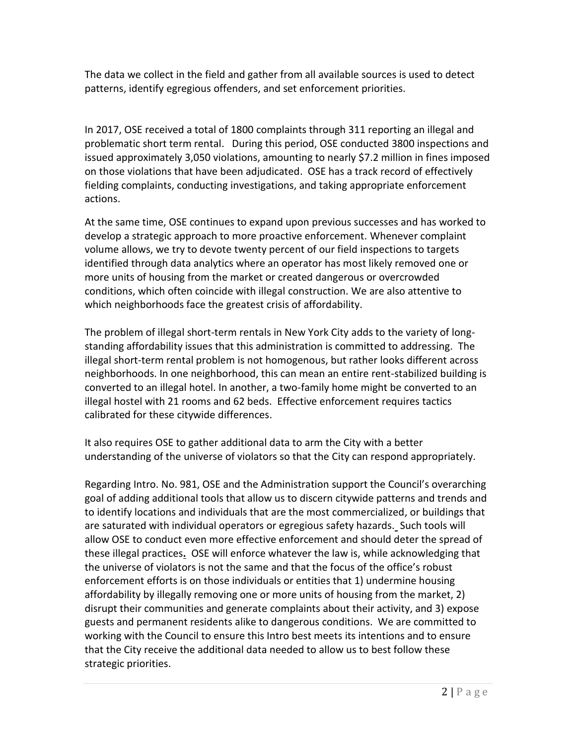The data we collect in the field and gather from all available sources is used to detect patterns, identify egregious offenders, and set enforcement priorities.

In 2017, OSE received a total of 1800 complaints through 311 reporting an illegal and problematic short term rental. During this period, OSE conducted 3800 inspections and issued approximately 3,050 violations, amounting to nearly $7.2 million in fines imposed on those violations that have been adjudicated. OSE has a track record of effectively fielding complaints, conducting investigations, and taking appropriate enforcement actions.

At the same time, OSE continues to expand upon previous successes and has worked to develop a strategic approach to more proactive enforcement. Whenever complaint volume allows, we try to devote twenty percent of our field inspections to targets identified through data analytics where an operator has most likely removed one or more units of housing from the market or created dangerous or overcrowded conditions, which often coincide with illegal construction. We are also attentive to which neighborhoods face the greatest crisis of affordability.

The problem of illegal short-term rentals in New York City adds to the variety of long-standing affordability issues that this administration is committed to addressing. The illegal short-term rental problem is not homogenous, but rather looks different across neighborhoods. In one neighborhood, this can mean an entire rent-stabilized building is converted to an illegal hotel. In another, a two-family home might be converted to an illegal hostel with 21 rooms and 62 beds. Effective enforcement requires tactics calibrated for these citywide differences.

It also requires OSE to gather additional data to arm the City with a better understanding of the universe of violators so that the City can respond appropriately.

Regarding Intro. No. 981, OSE and the Administration support the Council's overarching goal of adding additional tools that allow us to discern citywide patterns and trends and to identify locations and individuals that are the most commercialized, or buildings that are saturated with individual operators or egregious safety hazards. Such tools will allow OSE to conduct even more effective enforcement and should deter the spread of these illegal practices. OSE will enforce whatever the law is, while acknowledging that the universe of violators is not the same and that the focus of the office's robust enforcement efforts is on those individuals or entities that 1) undermine housing affordability by illegally removing one or more units of housing from the market, 2) disrupt their communities and generate complaints about their activity, and 3) expose guests and permanent residents alike to dangerous conditions. We are committed to working with the Council to ensure this Intro best meets its intentions and to ensure that the City receive the additional data needed to allow us to best follow these strategic priorities.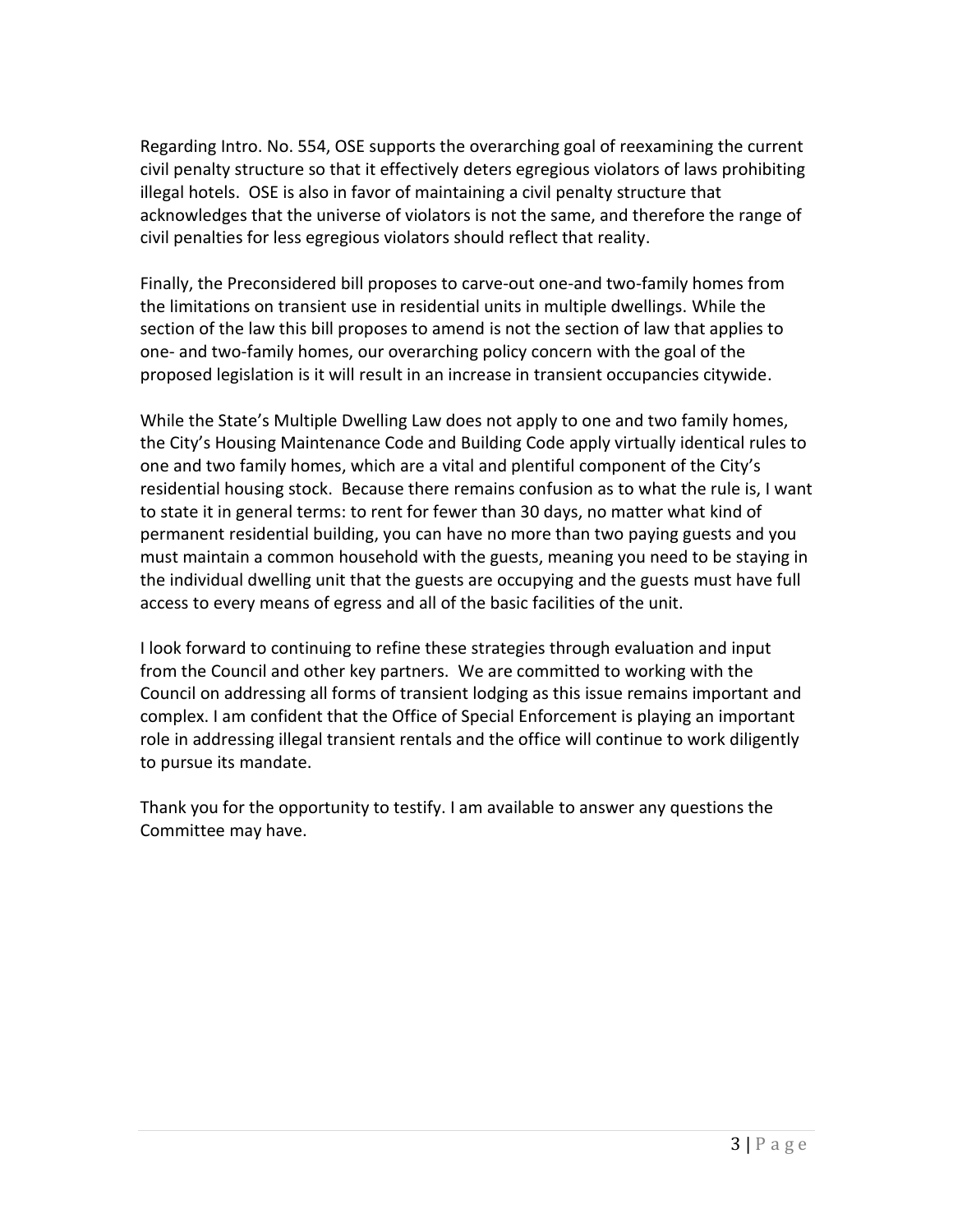Regarding Intro. No. 554, OSE supports the overarching goal of reexamining the current civil penalty structure so that it effectively deters egregious violators of laws prohibiting illegal hotels. OSE is also in favor of maintaining a civil penalty structure that acknowledges that the universe of violators is not the same, and therefore the range of civil penalties for less egregious violators should reflect that reality.

Finally, the Preconsidered bill proposes to carve-out one-and two-family homes from the limitations on transient use in residential units in multiple dwellings. While the section of the law this bill proposes to amend is not the section of law that applies to one- and two-family homes, our overarching policy concern with the goal of the proposed legislation is it will result in an increase in transient occupancies citywide.

While the State's Multiple Dwelling Law does not apply to one and two family homes, the City's Housing Maintenance Code and Building Code apply virtually identical rules to one and two family homes, which are a vital and plentiful component of the City's residential housing stock. Because there remains confusion as to what the rule is, I want to state it in general terms: to rent for fewer than 30 days, no matter what kind of permanent residential building, you can have no more than two paying guests and you must maintain a common household with the guests, meaning you need to be staying in the individual dwelling unit that the guests are occupying and the guests must have full access to every means of egress and all of the basic facilities of the unit.

I look forward to continuing to refine these strategies through evaluation and input from the Council and other key partners. We are committed to working with the Council on addressing all forms of transient lodging as this issue remains important and complex. I am confident that the Office of Special Enforcement is playing an important role in addressing illegal transient rentals and the office will continue to work diligently to pursue its mandate.

Thank you for the opportunity to testify. I am available to answer any questions the Committee may have.